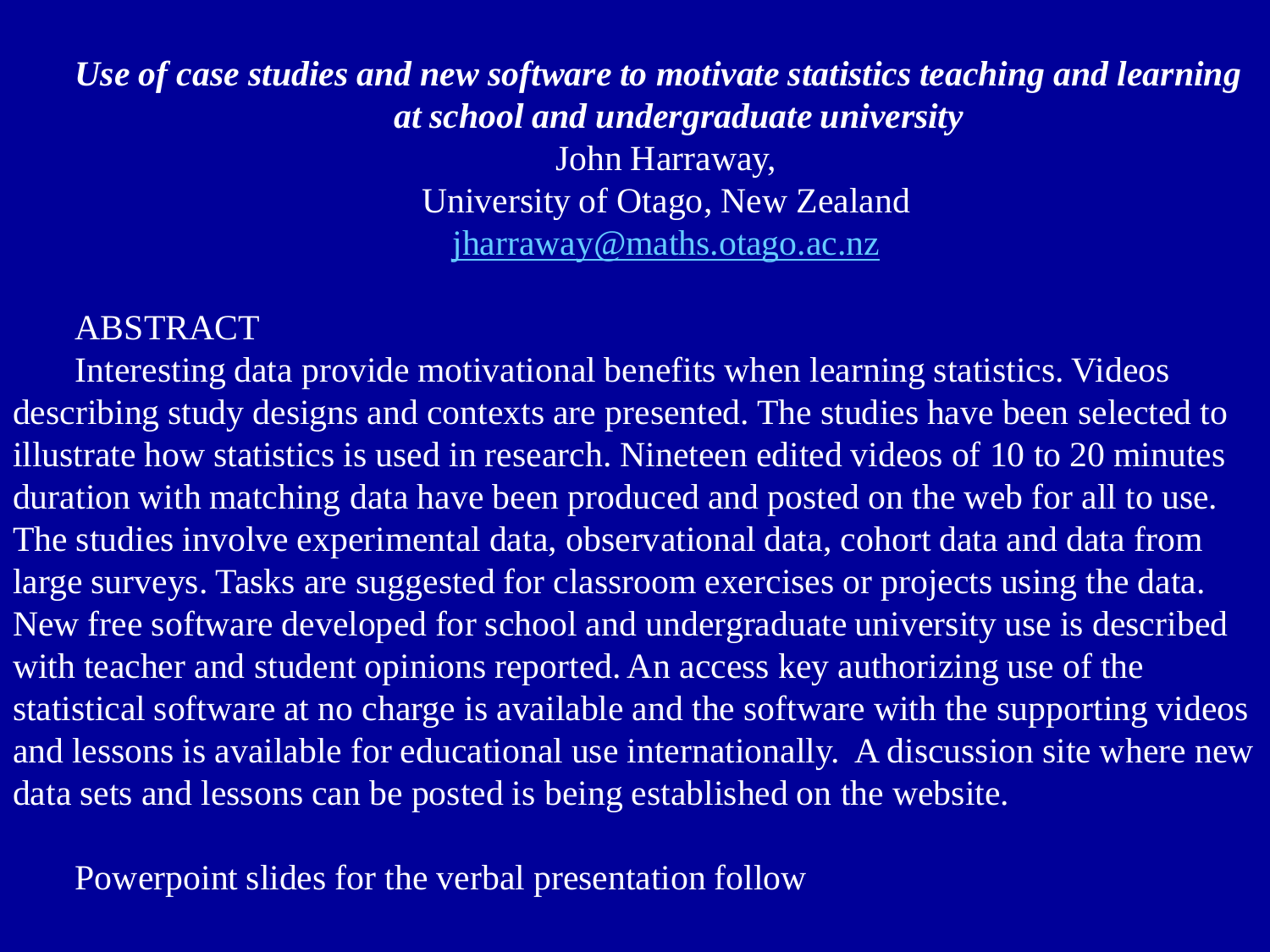# *Use of case studies and new software to motivate statistics teaching and learning at school and undergraduate university*

John Harraway,

University of Otago, New Zealand

jharraway@maths.otago.ac.nz

## ABSTRACT

Interesting data provide motivational benefits when learning statistics. Videos describing study designs and contexts are presented. The studies have been selected to illustrate how statistics is used in research. Nineteen edited videos of 10 to 20 minutes duration with matching data have been produced and posted on the web for all to use. The studies involve experimental data, observational data, cohort data and data from large surveys. Tasks are suggested for classroom exercises or projects using the data. New free software developed for school and undergraduate university use is described with teacher and student opinions reported. An access key authorizing use of the statistical software at no charge is available and the software with the supporting videos and lessons is available for educational use internationally. A discussion site where new data sets and lessons can be posted is being established on the website.

Powerpoint slides for the verbal presentation follow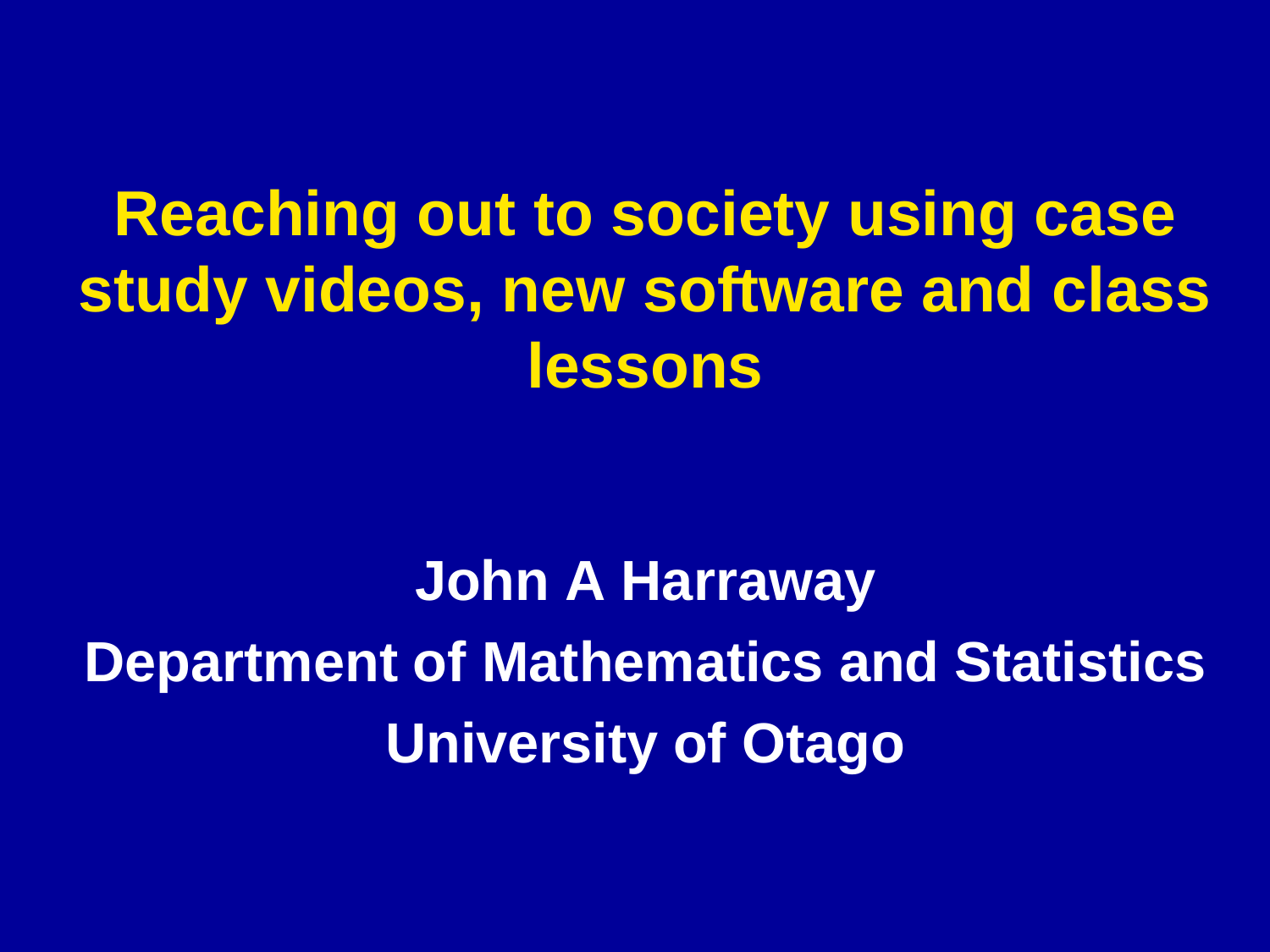# Reaching out to society using case study videos, new software and class lessons

**John A Harraway**

**Department of Mathematics and Statistics**

**University of Otago**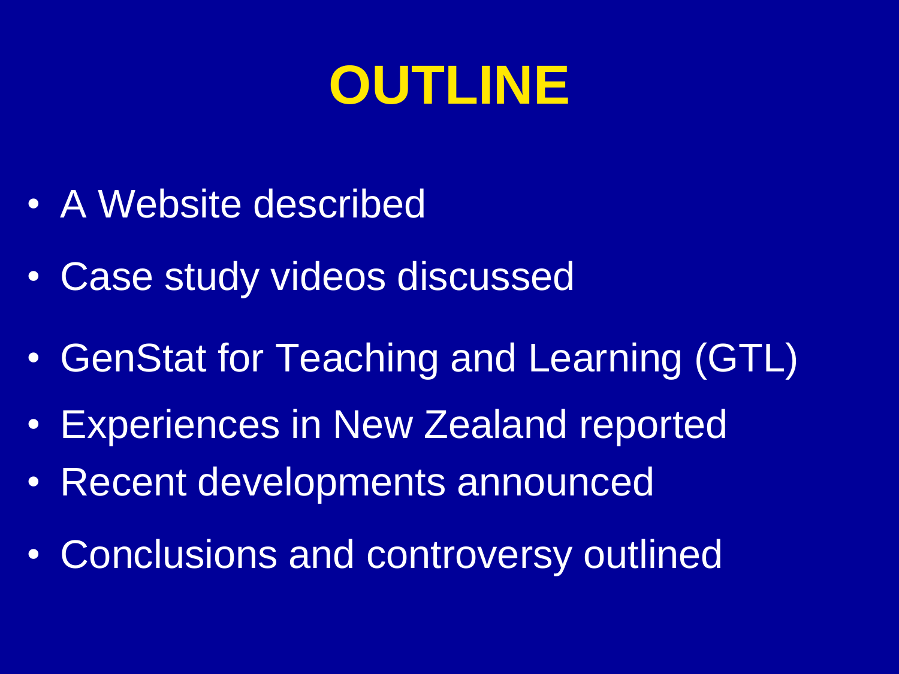# OUTLINE

- A Website described
- Case study videos discussed
- GenStat for Teaching and Learning (GTL)
- Experiences in New Zealand reported
- Recent developments announced
- Conclusions and controversy outlined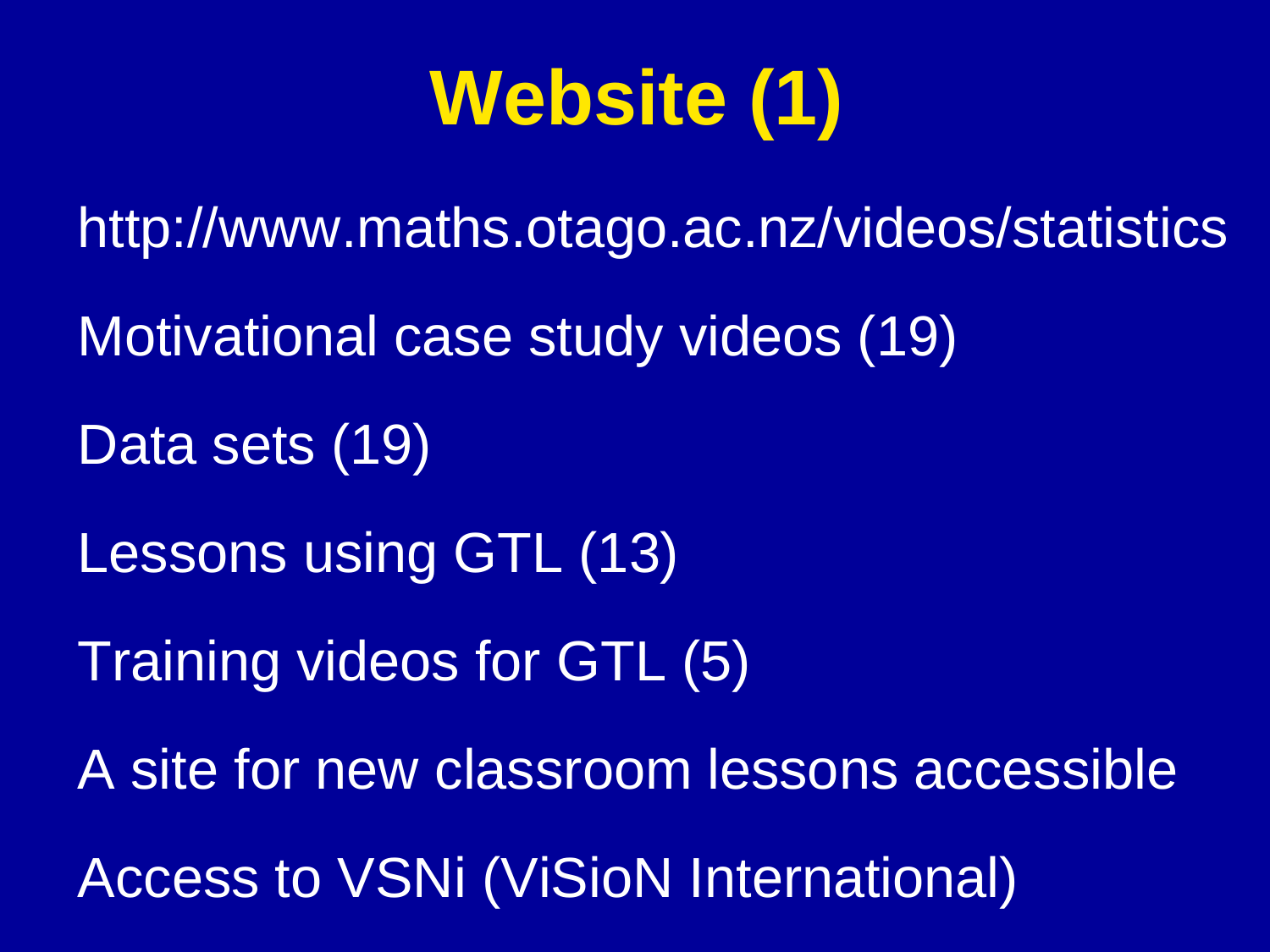# Website (1)

http://www.maths.otago.ac.nz/videos/statistics

Motivational case study videos (19)

Data sets (19)

Lessons using GTL (13)

Training videos for GTL (5)

A site for new classroom lessons accessible

Access to VSNi (ViSioN International)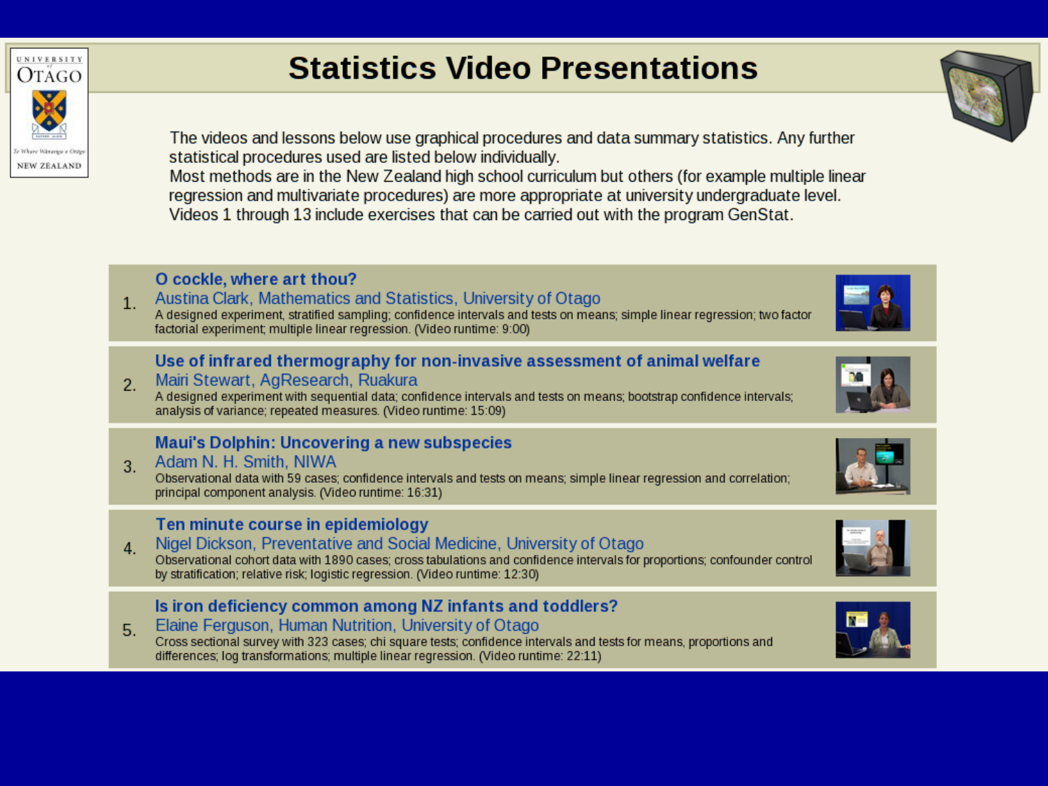# Statistics Video Presentations

The videos and lessons below use graphical procedures and data summary statistics. Any further statistical procedures used are listed below individually.
Most methods are in the New Zealand high school curriculum but others (for example multiple linear regression and multivariate procedures) are more appropriate at university undergraduate level.
Videos 1 through 13 include exercises that can be carried out with the program GenStat.

1. **O cockle, where art thou?**
   Austina Clark, Mathematics and Statistics, University of Otago
   A designed experiment, stratified sampling; confidence intervals and tests on means; simple linear regression; two factor factorial experiment; multiple linear regression. (Video runtime: 9:00)

2. **Use of infrared thermography for non-invasive assessment of animal welfare**
   Mairi Stewart, AgResearch, Ruakura
   A designed experiment with sequential data; confidence intervals and tests on means; bootstrap confidence intervals; analysis of variance; repeated measures. (Video runtime: 15:09)

3. **Maui's Dolphin: Uncovering a new subspecies**
   Adam N. H. Smith, NIWA
   Observational data with 59 cases; confidence intervals and tests on means; simple linear regression and correlation; principal component analysis. (Video runtime: 16:31)

4. **Ten minute course in epidemiology**
   Nigel Dickson, Preventative and Social Medicine, University of Otago
   Observational cohort data with 1890 cases; cross tabulations and confidence intervals for proportions; confounder control by stratification; relative risk; logistic regression. (Video runtime: 12:30)

5. **Is iron deficiency common among NZ infants and toddlers?**
   Elaine Ferguson, Human Nutrition, University of Otago
   Cross sectional survey with 323 cases; chi square tests; confidence intervals and tests for means, proportions and differences; log transformations; multiple linear regression. (Video runtime: 22:11)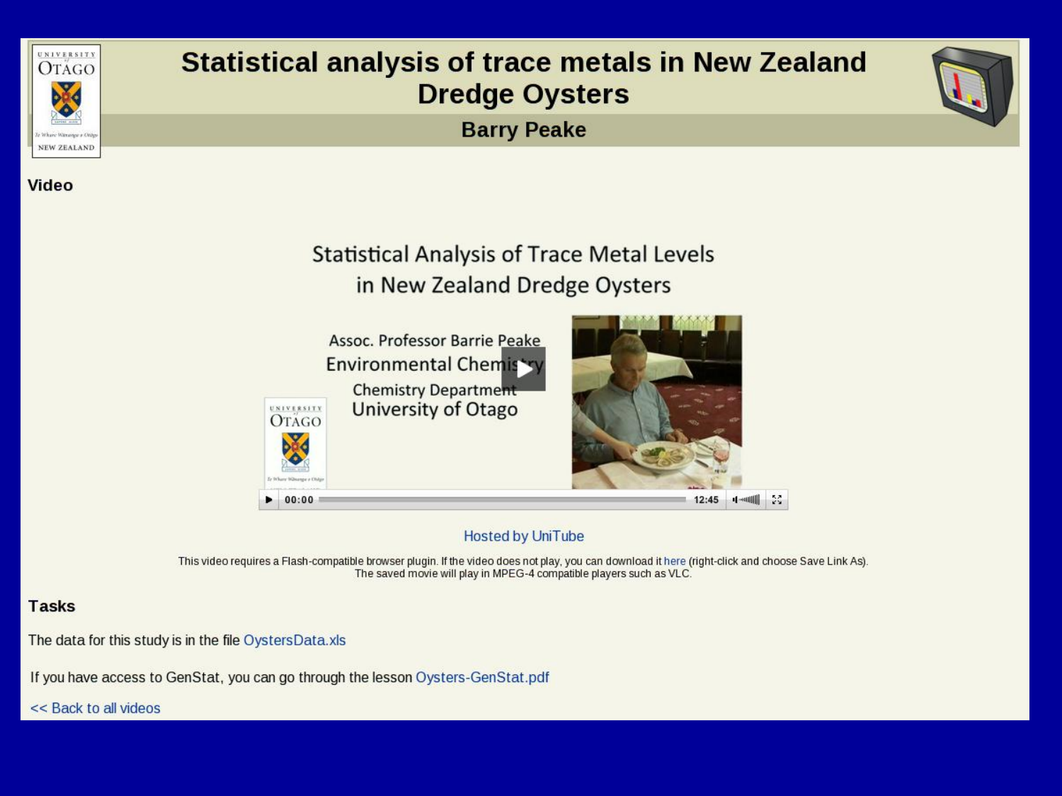# Statistical analysis of trace metals in New Zealand Dredge Oysters

## Barry Peake

### Video

Statistical Analysis of Trace Metal Levels in New Zealand Dredge Oysters

Assoc. Professor Barrie Peake
Environmental Chemistry
Chemistry Department
University of Otago

00:00 12:45

Hosted by UniTube

This video requires a Flash-compatible browser plugin. If the video does not play, you can download it here (right-click and choose Save Link As). The saved movie will play in MPEG-4 compatible players such as VLC.

### Tasks

The data for this study is in the file OystersData.xls

If you have access to GenStat, you can go through the lesson Oysters-GenStat.pdf

<< Back to all videos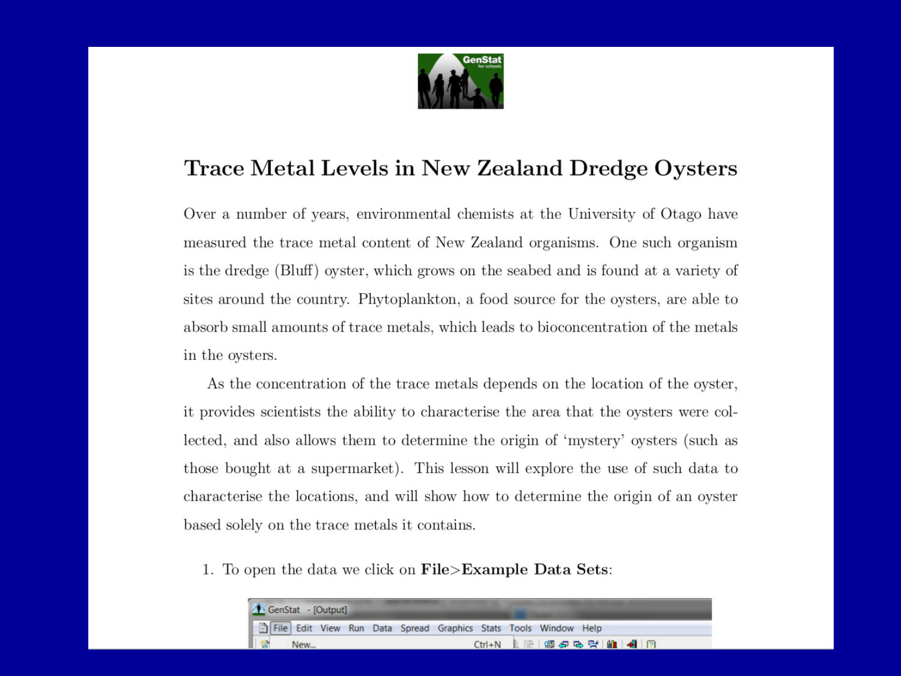# Trace Metal Levels in New Zealand Dredge Oysters

Over a number of years, environmental chemists at the University of Otago have measured the trace metal content of New Zealand organisms. One such organism is the dredge (Bluff) oyster, which grows on the seabed and is found at a variety of sites around the country. Phytoplankton, a food source for the oysters, are able to absorb small amounts of trace metals, which leads to bioconcentration of the metals in the oysters.

As the concentration of the trace metals depends on the location of the oyster, it provides scientists the ability to characterise the area that the oysters were collected, and also allows them to determine the origin of 'mystery' oysters (such as those bought at a supermarket). This lesson will explore the use of such data to characterise the locations, and will show how to determine the origin of an oyster based solely on the trace metals it contains.

1. To open the data we click on **File>Example Data Sets**: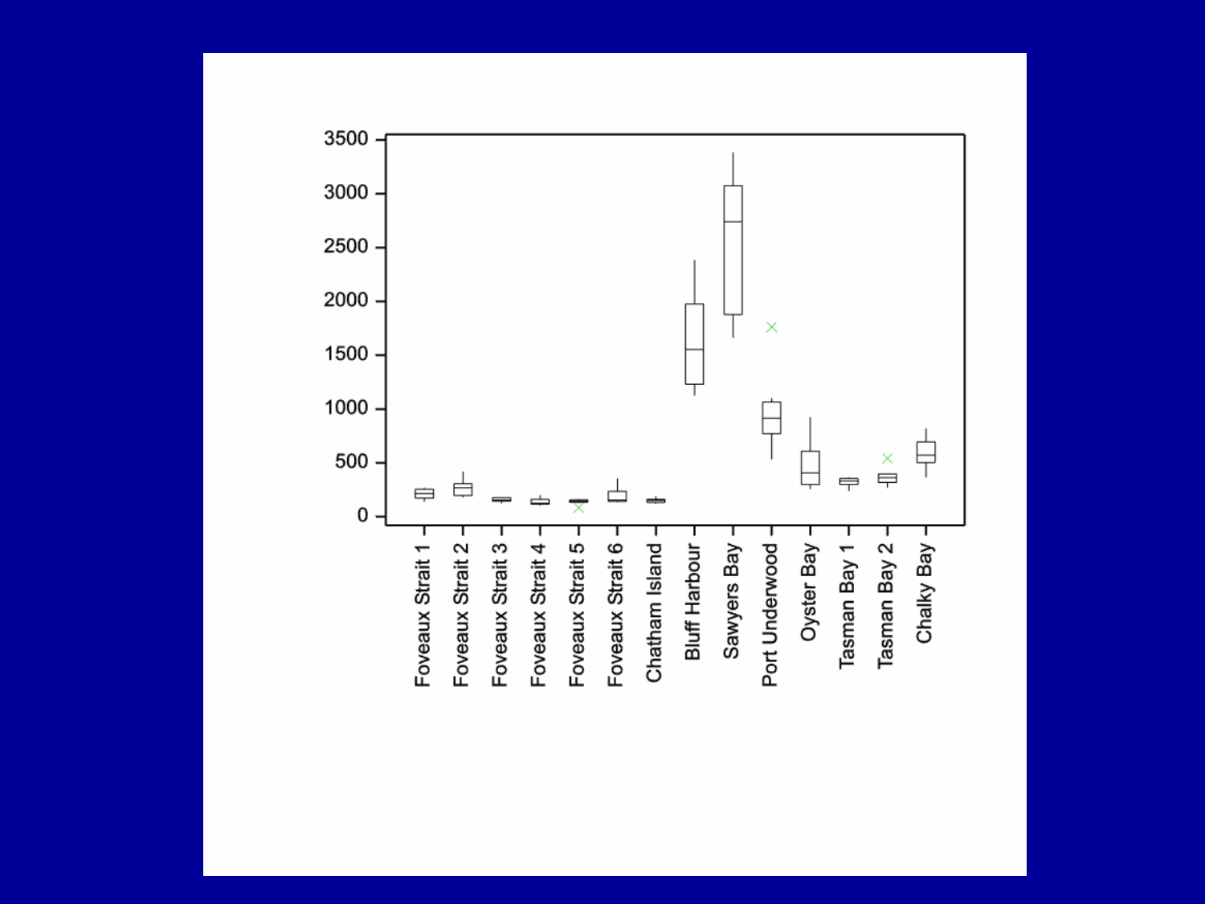3500
3000
2500
2000
1500
1000
500
0

Foveaux Strait 1
Foveaux Strait 2
Foveaux Strait 3
Foveaux Strait 4
Foveaux Strait 5
Foveaux Strait 6
Chatham Island
Bluff Harbour
Sawyers Bay
Port Underwood
Oyster Bay
Tasman Bay 1
Tasman Bay 2
Chalky Bay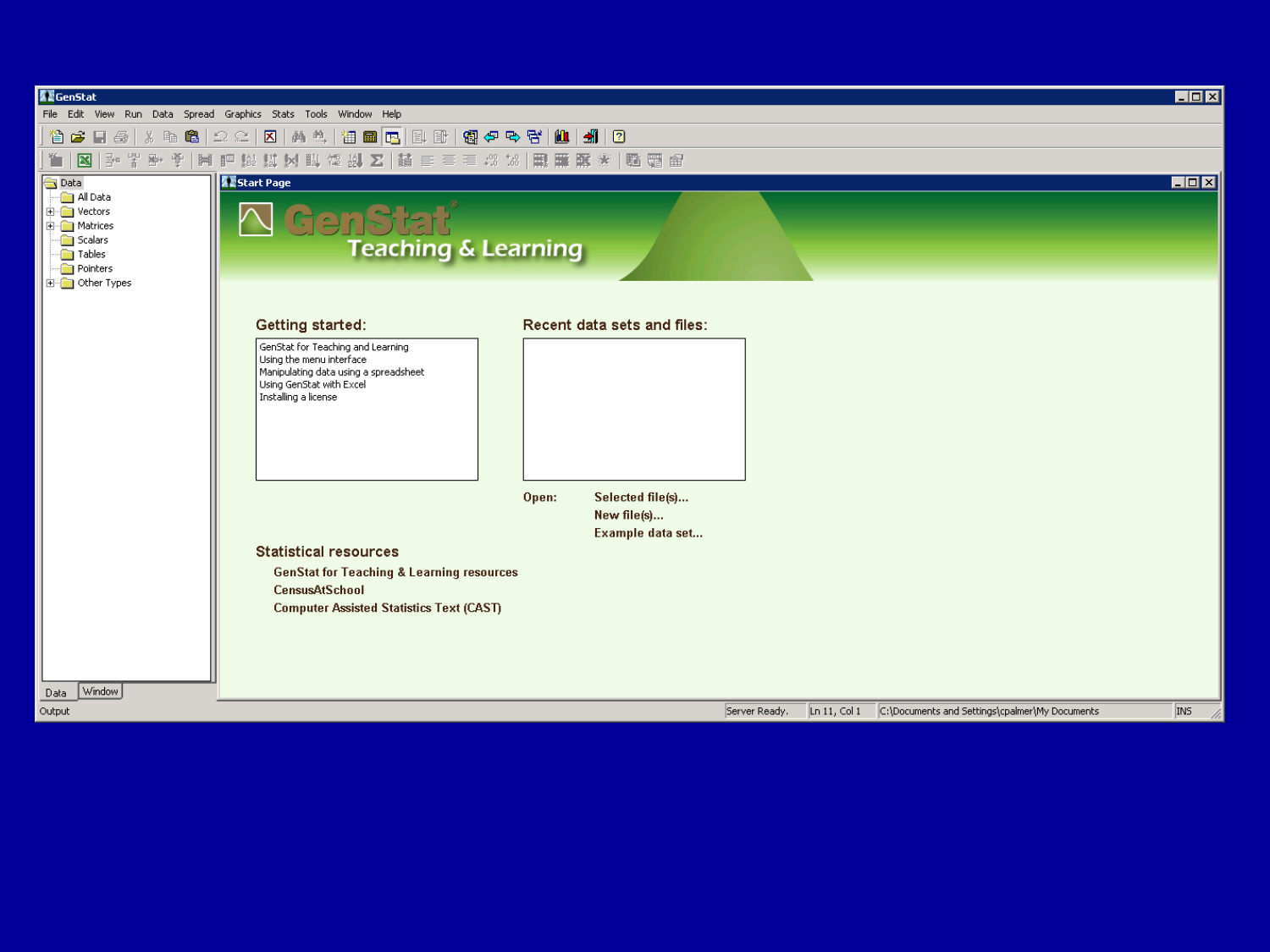GenStat

File Edit View Run Data Spread Graphics Stats Tools Window Help

Data
- All Data
- Vectors
- Matrices
- Scalars
- Tables
- Pointers
- Other Types

Data | Window

Start Page

GenStat®
Teaching & Learning

## Getting started:

- GenStat for Teaching and Learning
- Using the menu interface
- Manipulating data using a spreadsheet
- Using GenStat with Excel
- Installing a license

## Recent data sets and files:

**Open:** Selected file(s)...
New file(s)...
Example data set...

## Statistical resources

- GenStat for Teaching & Learning resources
- CensusAtSchool
- Computer Assisted Statistics Text (CAST)

Output | Server Ready. | Ln 11, Col 1 | C:\Documents and Settings\cpalmer\My Documents | INS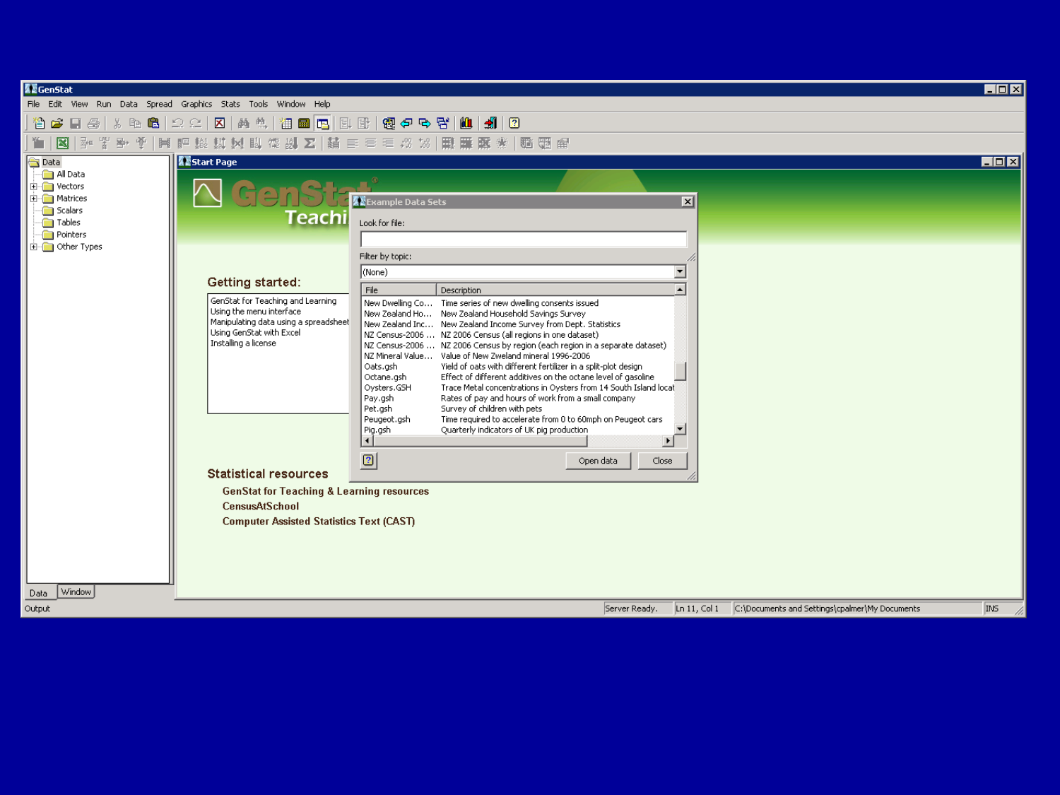GenStat

File Edit View Run Data Spread Graphics Stats Tools Window Help

Data
- All Data
- Vectors
- Matrices
- Scalars
- Tables
- Pointers
- Other Types

Start Page

GenStat Teaching

## Getting started:

- GenStat for Teaching and Learning
- Using the menu interface
- Manipulating data using a spreadsheet
- Using GenStat with Excel
- Installing a license

## Example Data Sets

Look for file:

Filter by topic: (None)

| File | Description |
|---|---|
| New Dwelling Co... | Time series of new dwelling consents issued |
| New Zealand Ho... | New Zealand Household Savings Survey |
| New Zealand Inc... | New Zealand Income Survey from Dept. Statistics |
| NZ Census-2006 ... | NZ 2006 Census (all regions in one dataset) |
| NZ Census-2006 ... | NZ 2006 Census by region (each region in a separate dataset) |
| NZ Mineral Value... | Value of New Zweland mineral 1996-2006 |
| Oats.gsh | Yield of oats with different fertilizer in a split-plot design |
| Octane.gsh | Effect of different additives on the octane level of gasoline |
| Oysters.GSH | Trace Metal concentrations in Oysters from 14 South Island locat |
| Pay.gsh | Rates of pay and hours of work from a small company |
| Pet.gsh | Survey of children with pets |
| Peugeot.gsh | Time required to accelerate from 0 to 60mph on Peugeot cars |
| Pig.gsh | Quarterly indicators of UK pig production |

Open data | Close

## Statistical resources

- GenStat for Teaching & Learning resources
- CensusAtSchool
- Computer Assisted Statistics Text (CAST)

Data | Window

Output | Server Ready. | Ln 11, Col 1 | C:\Documents and Settings\cpalmer\My Documents | INS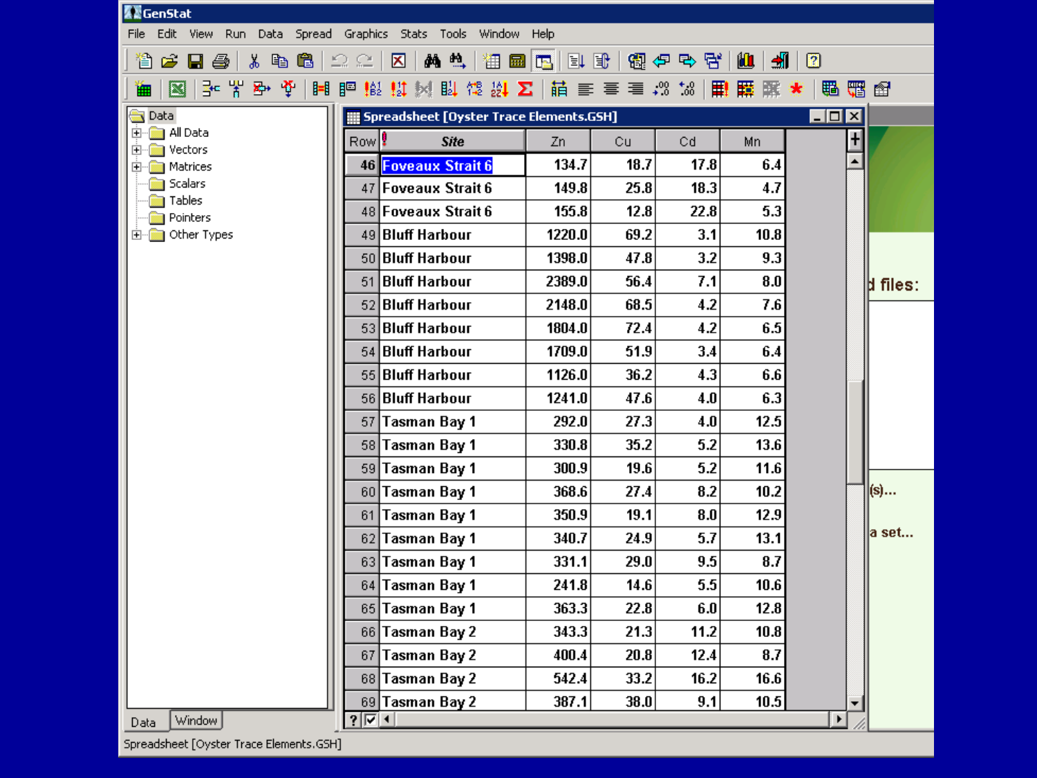Spreadsheet [Oyster Trace Elements.GSH]

| Row | Site | Zn | Cu | Cd | Mn |
|---|---|---|---|---|---|
| 46 | Foveaux Strait 6 | 134.7 | 18.7 | 17.8 | 6.4 |
| 47 | Foveaux Strait 6 | 149.8 | 25.8 | 18.3 | 4.7 |
| 48 | Foveaux Strait 6 | 155.8 | 12.8 | 22.8 | 5.3 |
| 49 | Bluff Harbour | 1220.0 | 69.2 | 3.1 | 10.8 |
| 50 | Bluff Harbour | 1398.0 | 47.8 | 3.2 | 9.3 |
| 51 | Bluff Harbour | 2389.0 | 56.4 | 7.1 | 8.0 |
| 52 | Bluff Harbour | 2148.0 | 68.5 | 4.2 | 7.6 |
| 53 | Bluff Harbour | 1804.0 | 72.4 | 4.2 | 6.5 |
| 54 | Bluff Harbour | 1709.0 | 51.9 | 3.4 | 6.4 |
| 55 | Bluff Harbour | 1126.0 | 36.2 | 4.3 | 6.6 |
| 56 | Bluff Harbour | 1241.0 | 47.6 | 4.0 | 6.3 |
| 57 | Tasman Bay 1 | 292.0 | 27.3 | 4.0 | 12.5 |
| 58 | Tasman Bay 1 | 330.8 | 35.2 | 5.2 | 13.6 |
| 59 | Tasman Bay 1 | 300.9 | 19.6 | 5.2 | 11.6 |
| 60 | Tasman Bay 1 | 368.6 | 27.4 | 8.2 | 10.2 |
| 61 | Tasman Bay 1 | 350.9 | 19.1 | 8.0 | 12.9 |
| 62 | Tasman Bay 1 | 340.7 | 24.9 | 5.7 | 13.1 |
| 63 | Tasman Bay 1 | 331.1 | 29.0 | 9.5 | 8.7 |
| 64 | Tasman Bay 1 | 241.8 | 14.6 | 5.5 | 10.6 |
| 65 | Tasman Bay 1 | 363.3 | 22.8 | 6.0 | 12.8 |
| 66 | Tasman Bay 2 | 343.3 | 21.3 | 11.2 | 10.8 |
| 67 | Tasman Bay 2 | 400.4 | 20.8 | 12.4 | 8.7 |
| 68 | Tasman Bay 2 | 542.4 | 33.2 | 16.2 | 16.6 |
| 69 | Tasman Bay 2 | 387.1 | 38.0 | 9.1 | 10.5 |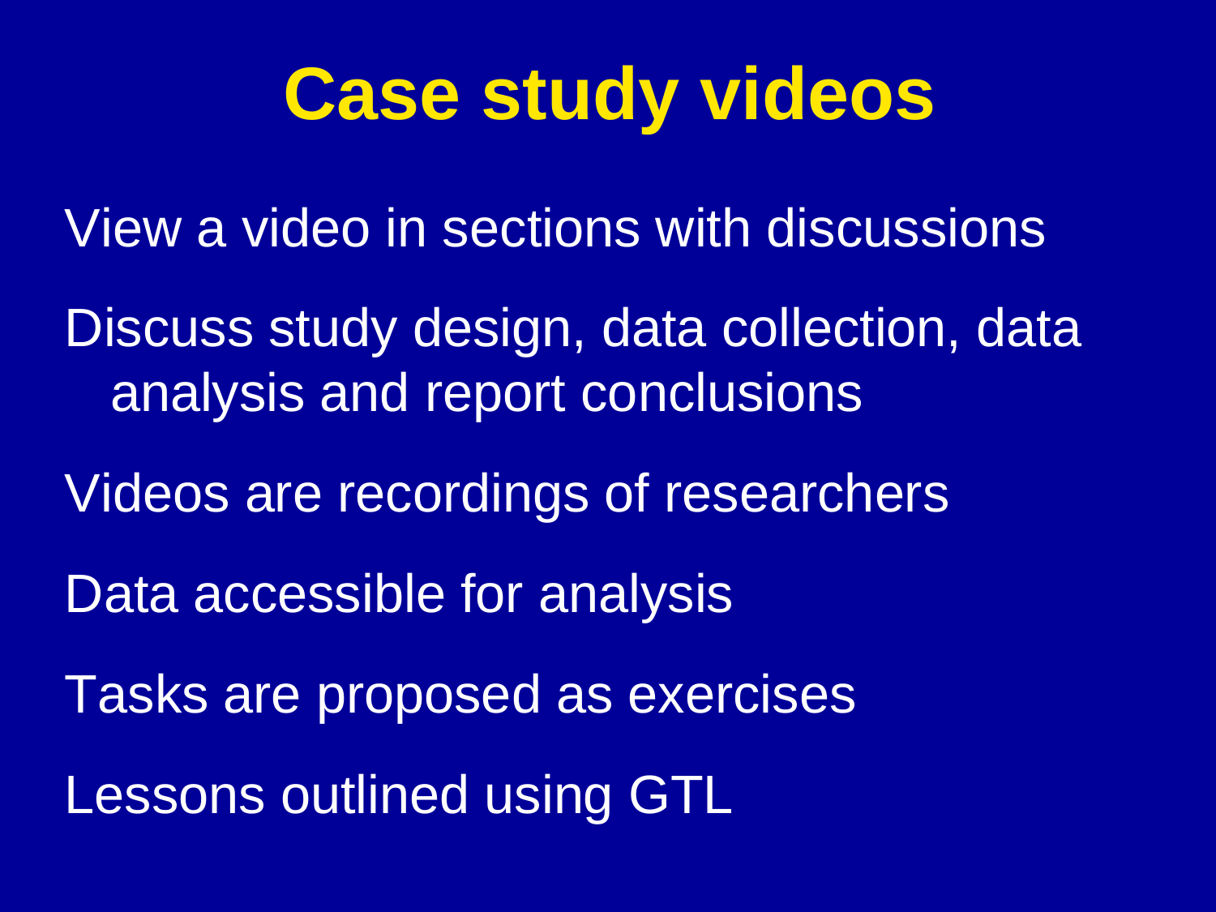# Case study videos

View a video in sections with discussions

Discuss study design, data collection, data analysis and report conclusions

Videos are recordings of researchers

Data accessible for analysis

Tasks are proposed as exercises

Lessons outlined using GTL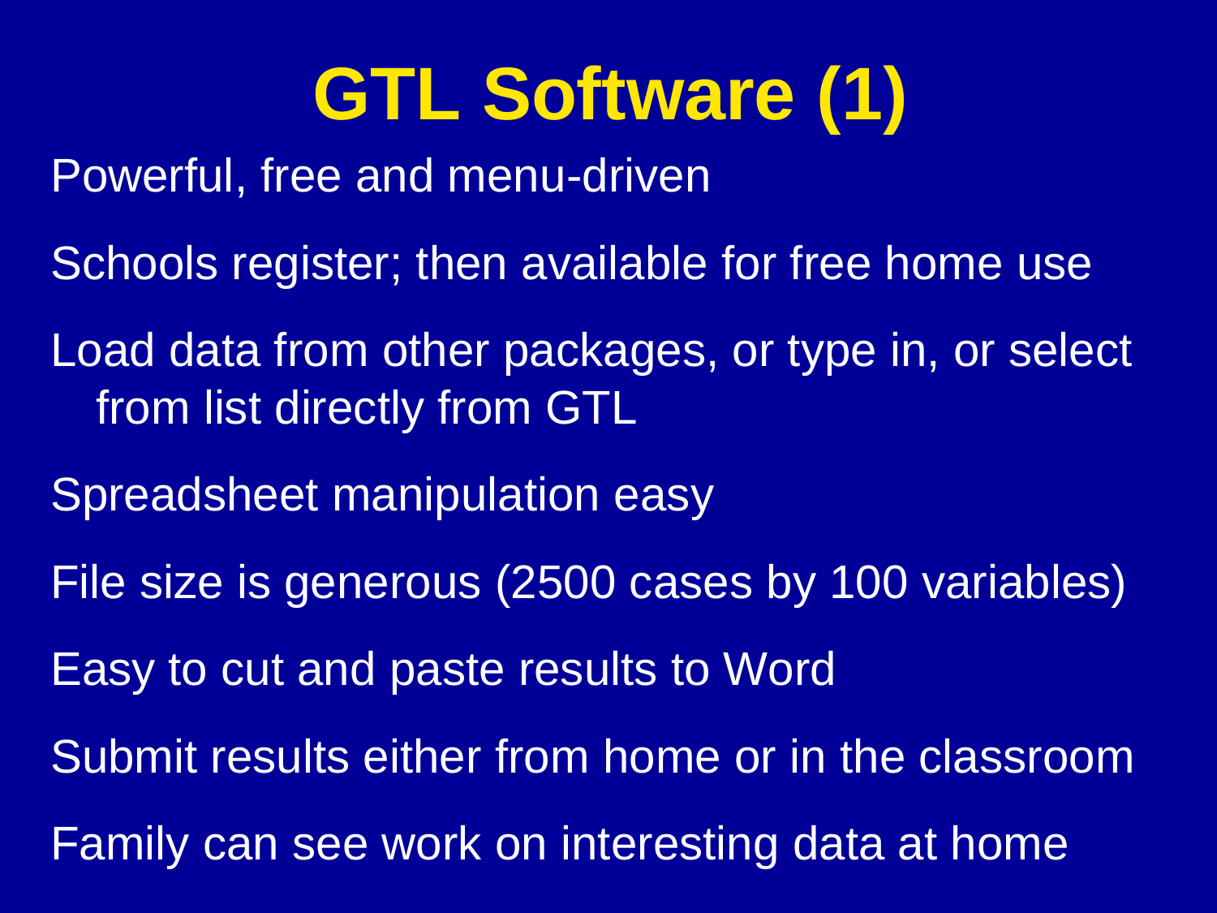# GTL Software (1)

Powerful, free and menu-driven

Schools register; then available for free home use

Load data from other packages, or type in, or select from list directly from GTL

Spreadsheet manipulation easy

File size is generous (2500 cases by 100 variables)

Easy to cut and paste results to Word

Submit results either from home or in the classroom

Family can see work on interesting data at home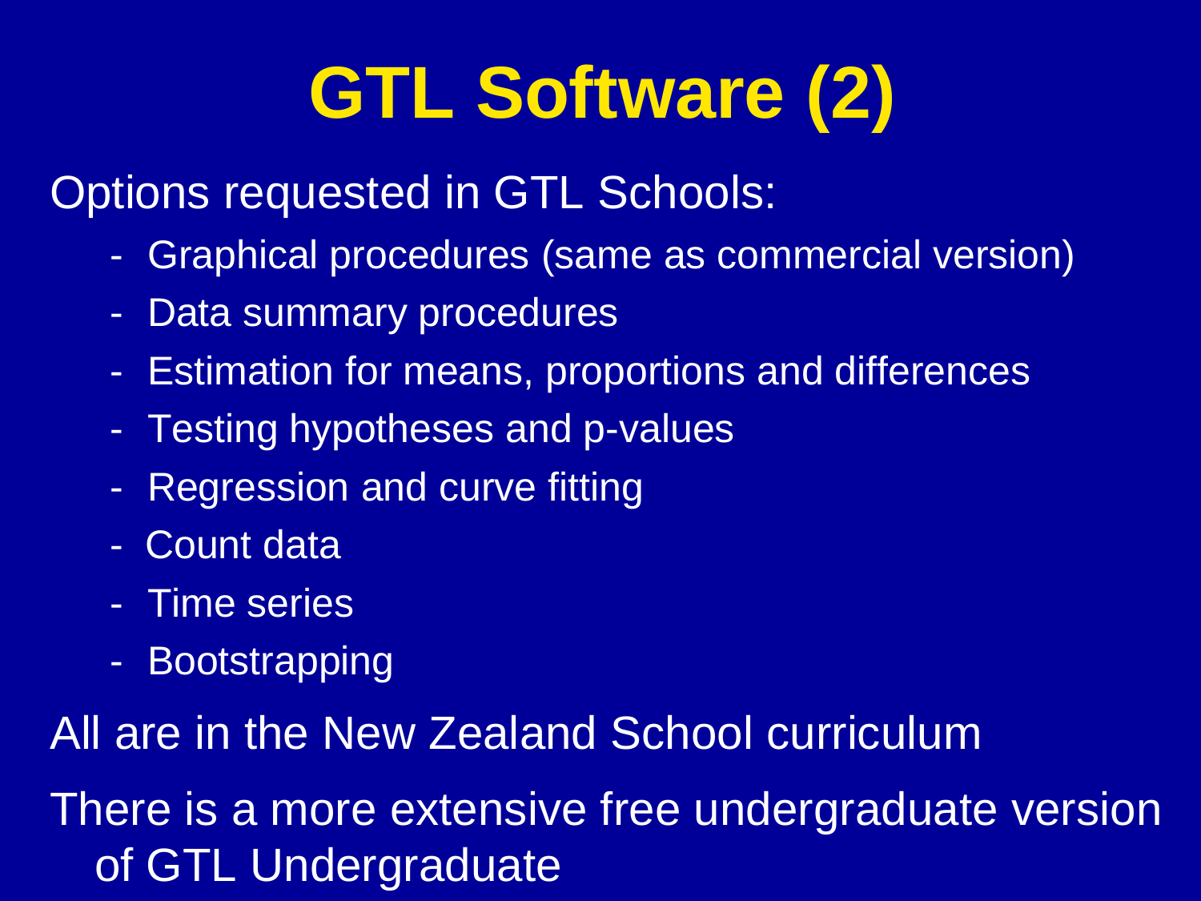# GTL Software (2)

Options requested in GTL Schools:

- Graphical procedures (same as commercial version)
- Data summary procedures
- Estimation for means, proportions and differences
- Testing hypotheses and p-values
- Regression and curve fitting
- Count data
- Time series
- Bootstrapping

All are in the New Zealand School curriculum

There is a more extensive free undergraduate version of GTL Undergraduate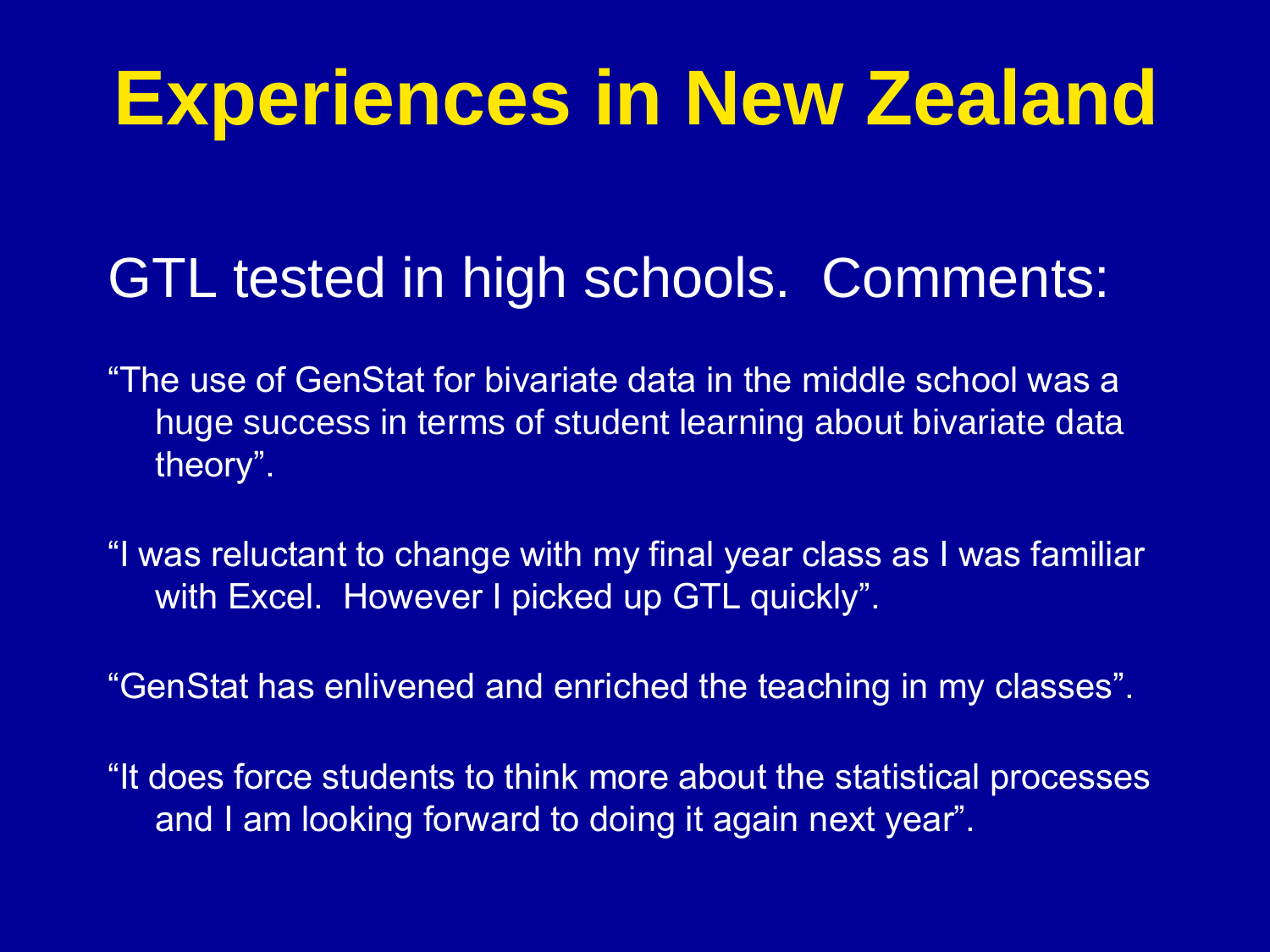# Experiences in New Zealand

## GTL tested in high schools. Comments:

"The use of GenStat for bivariate data in the middle school was a huge success in terms of student learning about bivariate data theory".

"I was reluctant to change with my final year class as I was familiar with Excel. However I picked up GTL quickly".

"GenStat has enlivened and enriched the teaching in my classes".

"It does force students to think more about the statistical processes and I am looking forward to doing it again next year".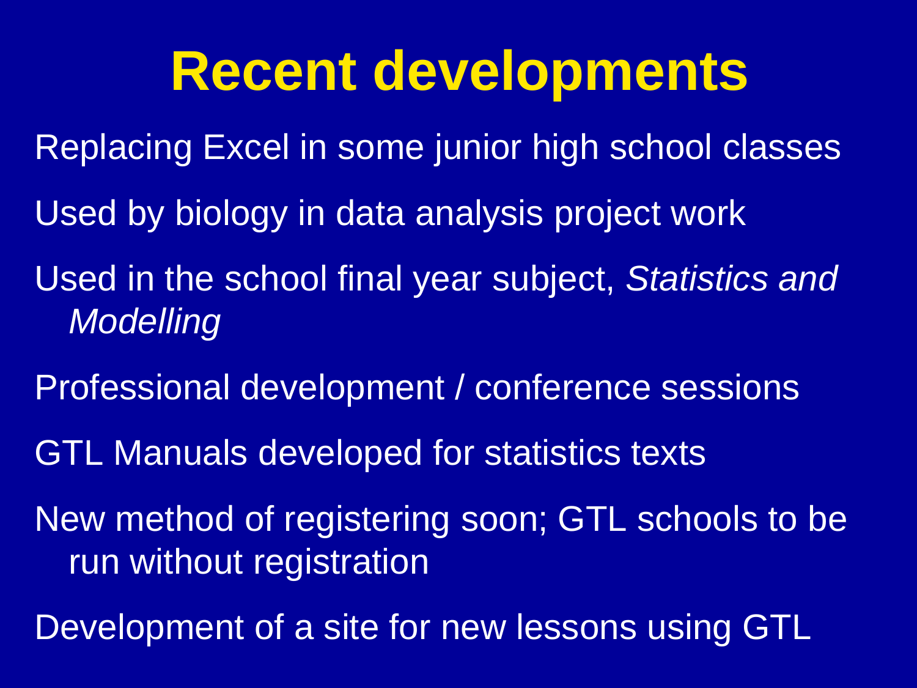# Recent developments

Replacing Excel in some junior high school classes

Used by biology in data analysis project work

Used in the school final year subject, *Statistics and Modelling*

Professional development / conference sessions

GTL Manuals developed for statistics texts

New method of registering soon; GTL schools to be run without registration

Development of a site for new lessons using GTL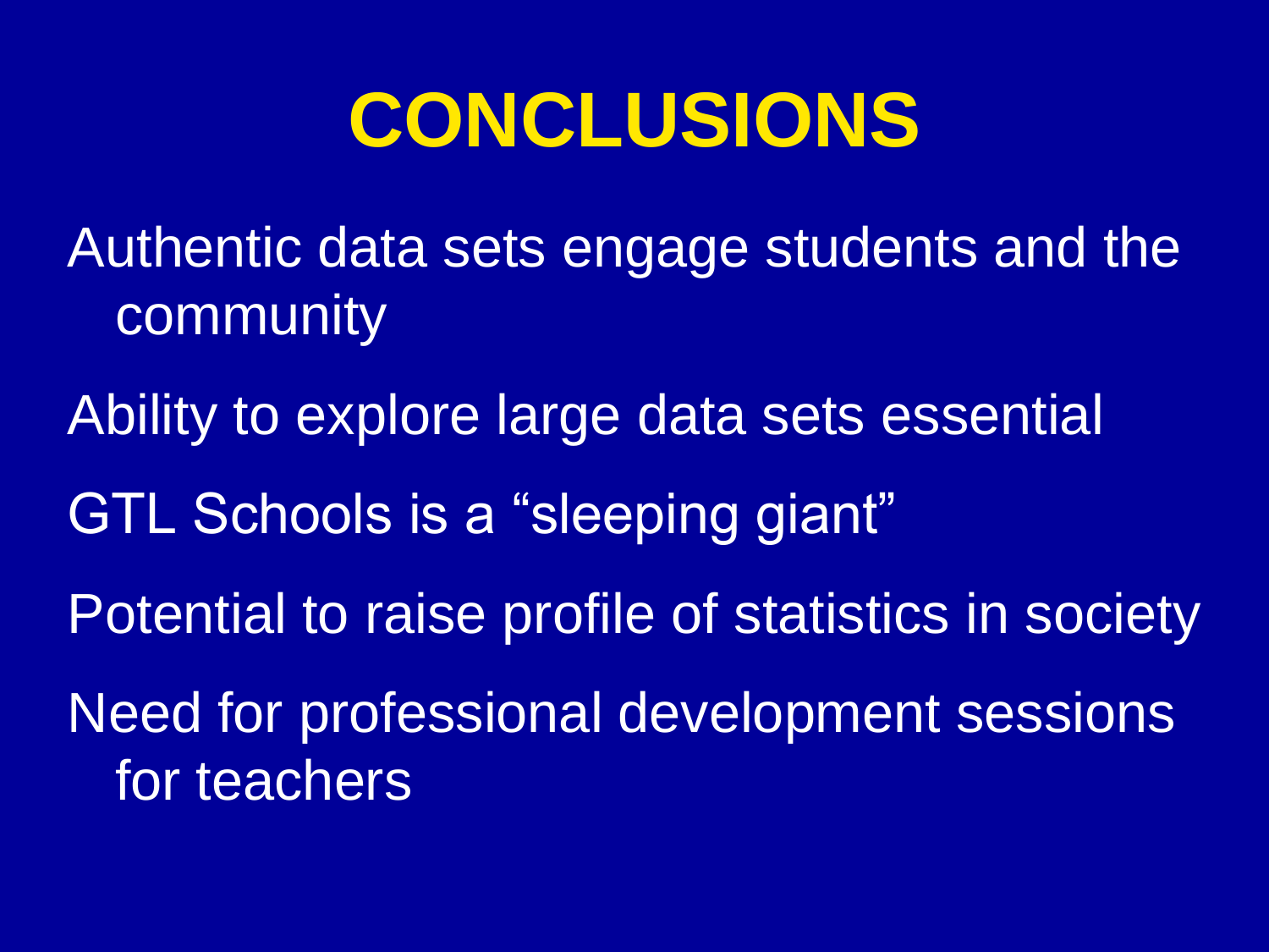# CONCLUSIONS

Authentic data sets engage students and the community

Ability to explore large data sets essential

GTL Schools is a “sleeping giant”

Potential to raise profile of statistics in society

Need for professional development sessions for teachers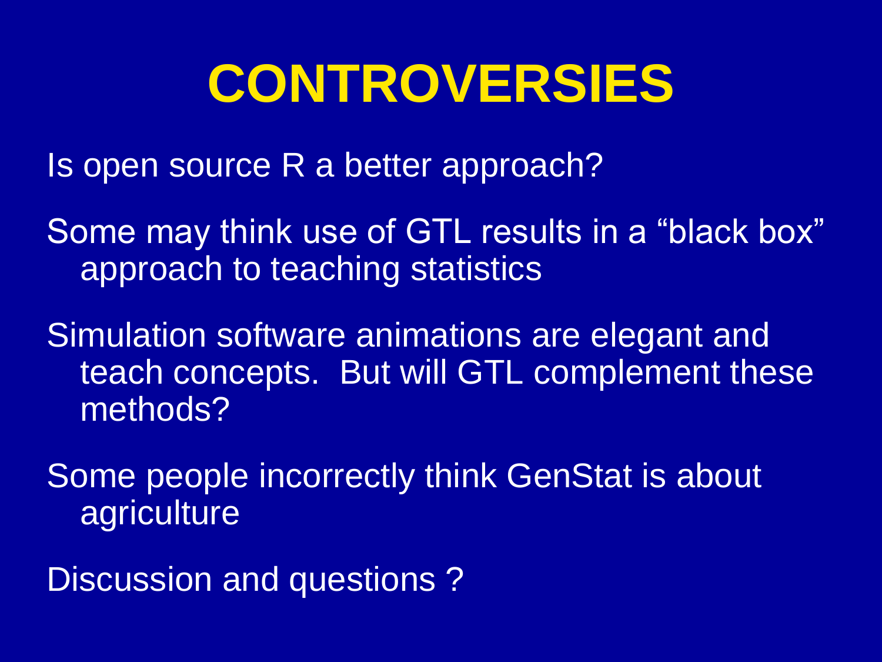# CONTROVERSIES

Is open source R a better approach?

Some may think use of GTL results in a “black box” approach to teaching statistics

Simulation software animations are elegant and teach concepts. But will GTL complement these methods?

Some people incorrectly think GenStat is about agriculture

Discussion and questions ?